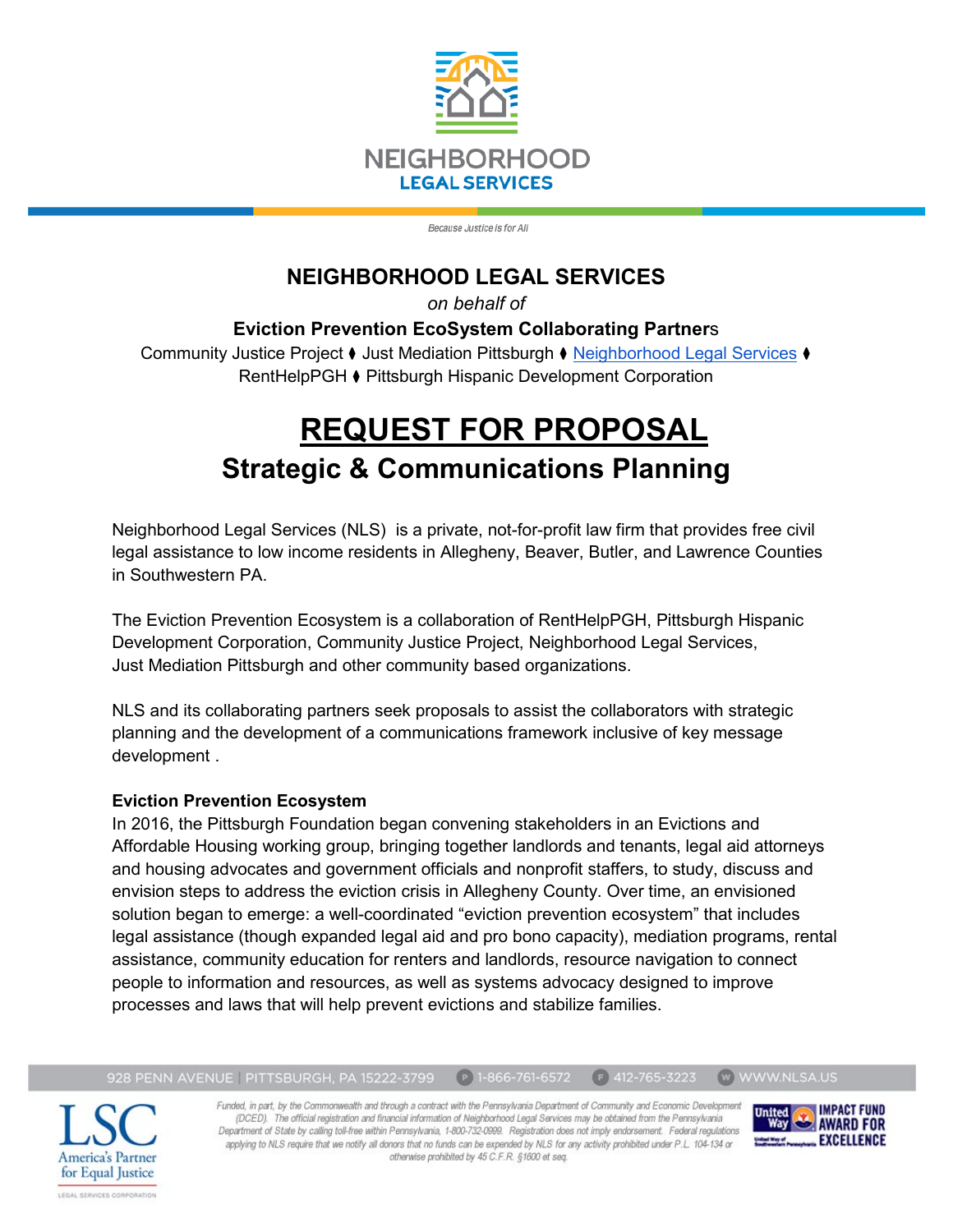NEIGHBORHOOD LEGAL SERVICES

*Because Justice is for All*

**NEIGHBORHOOD LEGAL SERVICES**

*on behalf of*

**Eviction Prevention EcoSystem Collaborating Partners**

Community Justice Project ⧫ Just Mediation Pittsburgh ⧫ Neighborhood Legal Services ⧫ RentHelpPGH ⧫ Pittsburgh Hispanic Development Corporation

# REQUEST FOR PROPOSAL

## Strategic & Communications Planning

Neighborhood Legal Services (NLS) is a private, not-for-profit law firm that provides free civil legal assistance to low income residents in Allegheny, Beaver, Butler, and Lawrence Counties in Southwestern PA.

The Eviction Prevention Ecosystem is a collaboration of RentHelpPGH, Pittsburgh Hispanic Development Corporation, Community Justice Project, Neighborhood Legal Services, Just Mediation Pittsburgh and other community based organizations.

NLS and its collaborating partners seek proposals to assist the collaborators with strategic planning and the development of a communications framework inclusive of key message development .

**Eviction Prevention Ecosystem**

In 2016, the Pittsburgh Foundation began convening stakeholders in an Evictions and Affordable Housing working group, bringing together landlords and tenants, legal aid attorneys and housing advocates and government officials and nonprofit staffers, to study, discuss and envision steps to address the eviction crisis in Allegheny County. Over time, an envisioned solution began to emerge: a well-coordinated "eviction prevention ecosystem" that includes legal assistance (though expanded legal aid and pro bono capacity), mediation programs, rental assistance, community education for renters and landlords, resource navigation to connect people to information and resources, as well as systems advocacy designed to improve processes and laws that will help prevent evictions and stabilize families.

928 PENN AVENUE | PITTSBURGH, PA 15222-3799 P 1-866-761-6572 F 412-765-3223 W WWW.NLSA.US

Funded, in part, by the Commonwealth and through a contract with the Pennsylvania Department of Community and Economic Development (DCED). The official registration and financial information of Neighborhood Legal Services may be obtained from the Pennsylvania Department of State by calling toll-free within Pennsylvania, 1-800-732-0999. Registration does not imply endorsement. Federal regulations applying to NLS require that we notify all donors that no funds can be expended by NLS for any activity prohibited under P.L. 104-134 or otherwise prohibited by 45 C.F.R. §1600 et seq.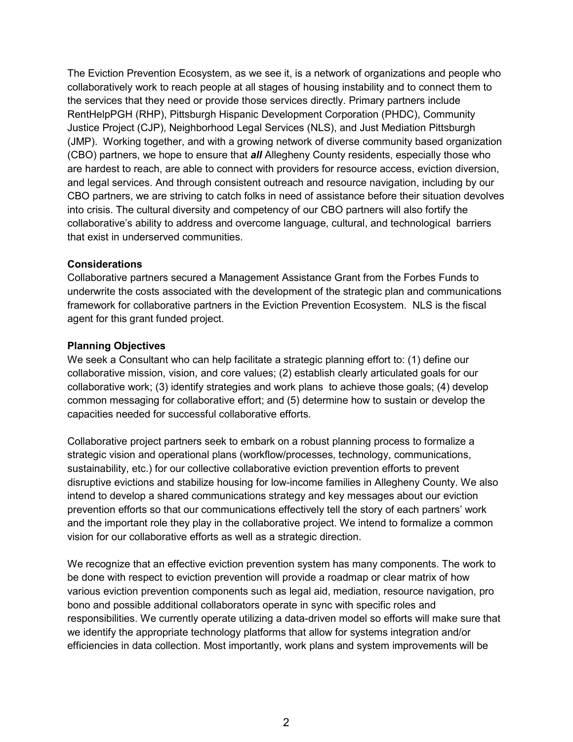The Eviction Prevention Ecosystem, as we see it, is a network of organizations and people who collaboratively work to reach people at all stages of housing instability and to connect them to the services that they need or provide those services directly. Primary partners include RentHelpPGH (RHP), Pittsburgh Hispanic Development Corporation (PHDC), Community Justice Project (CJP), Neighborhood Legal Services (NLS), and Just Mediation Pittsburgh (JMP). Working together, and with a growing network of diverse community based organization (CBO) partners, we hope to ensure that ***all*** Allegheny County residents, especially those who are hardest to reach, are able to connect with providers for resource access, eviction diversion, and legal services. And through consistent outreach and resource navigation, including by our CBO partners, we are striving to catch folks in need of assistance before their situation devolves into crisis. The cultural diversity and competency of our CBO partners will also fortify the collaborative's ability to address and overcome language, cultural, and technological barriers that exist in underserved communities.

**Considerations**
Collaborative partners secured a Management Assistance Grant from the Forbes Funds to underwrite the costs associated with the development of the strategic plan and communications framework for collaborative partners in the Eviction Prevention Ecosystem. NLS is the fiscal agent for this grant funded project.

**Planning Objectives**
We seek a Consultant who can help facilitate a strategic planning effort to: (1) define our collaborative mission, vision, and core values; (2) establish clearly articulated goals for our collaborative work; (3) identify strategies and work plans to achieve those goals; (4) develop common messaging for collaborative effort; and (5) determine how to sustain or develop the capacities needed for successful collaborative efforts.

Collaborative project partners seek to embark on a robust planning process to formalize a strategic vision and operational plans (workflow/processes, technology, communications, sustainability, etc.) for our collective collaborative eviction prevention efforts to prevent disruptive evictions and stabilize housing for low-income families in Allegheny County. We also intend to develop a shared communications strategy and key messages about our eviction prevention efforts so that our communications effectively tell the story of each partners' work and the important role they play in the collaborative project. We intend to formalize a common vision for our collaborative efforts as well as a strategic direction.

We recognize that an effective eviction prevention system has many components. The work to be done with respect to eviction prevention will provide a roadmap or clear matrix of how various eviction prevention components such as legal aid, mediation, resource navigation, pro bono and possible additional collaborators operate in sync with specific roles and responsibilities. We currently operate utilizing a data-driven model so efforts will make sure that we identify the appropriate technology platforms that allow for systems integration and/or efficiencies in data collection. Most importantly, work plans and system improvements will be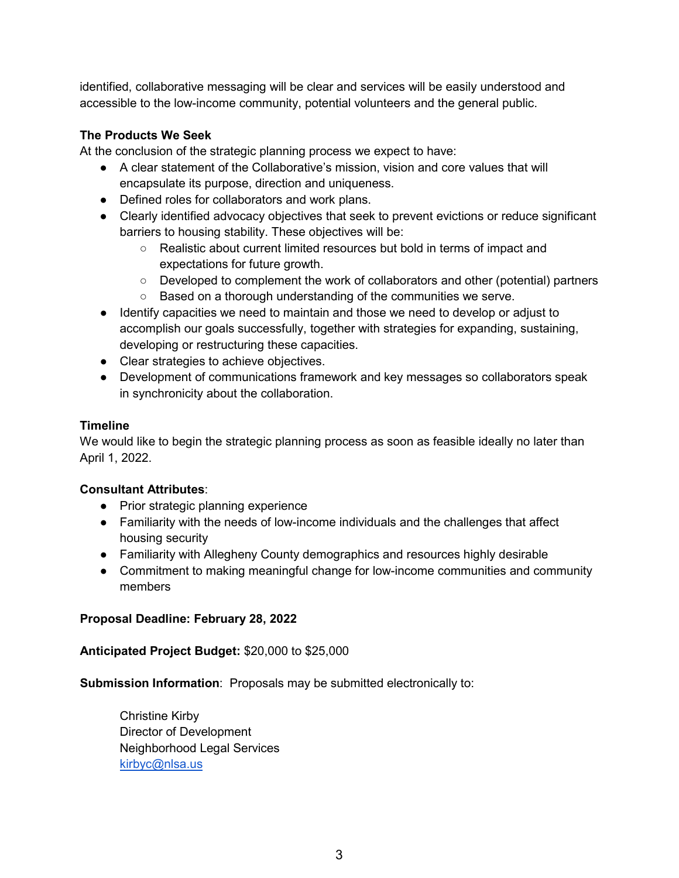identified, collaborative messaging will be clear and services will be easily understood and accessible to the low-income community, potential volunteers and the general public.

**The Products We Seek**

At the conclusion of the strategic planning process we expect to have:

- A clear statement of the Collaborative's mission, vision and core values that will encapsulate its purpose, direction and uniqueness.
- Defined roles for collaborators and work plans.
- Clearly identified advocacy objectives that seek to prevent evictions or reduce significant barriers to housing stability. These objectives will be:
  - Realistic about current limited resources but bold in terms of impact and expectations for future growth.
  - Developed to complement the work of collaborators and other (potential) partners
  - Based on a thorough understanding of the communities we serve.
- Identify capacities we need to maintain and those we need to develop or adjust to accomplish our goals successfully, together with strategies for expanding, sustaining, developing or restructuring these capacities.
- Clear strategies to achieve objectives.
- Development of communications framework and key messages so collaborators speak in synchronicity about the collaboration.

**Timeline**

We would like to begin the strategic planning process as soon as feasible ideally no later than April 1, 2022.

**Consultant Attributes**:

- Prior strategic planning experience
- Familiarity with the needs of low-income individuals and the challenges that affect housing security
- Familiarity with Allegheny County demographics and resources highly desirable
- Commitment to making meaningful change for low-income communities and community members

**Proposal Deadline: February 28, 2022**

**Anticipated Project Budget:** $20,000 to $25,000

**Submission Information**: Proposals may be submitted electronically to:

Christine Kirby
Director of Development
Neighborhood Legal Services
kirbyc@nlsa.us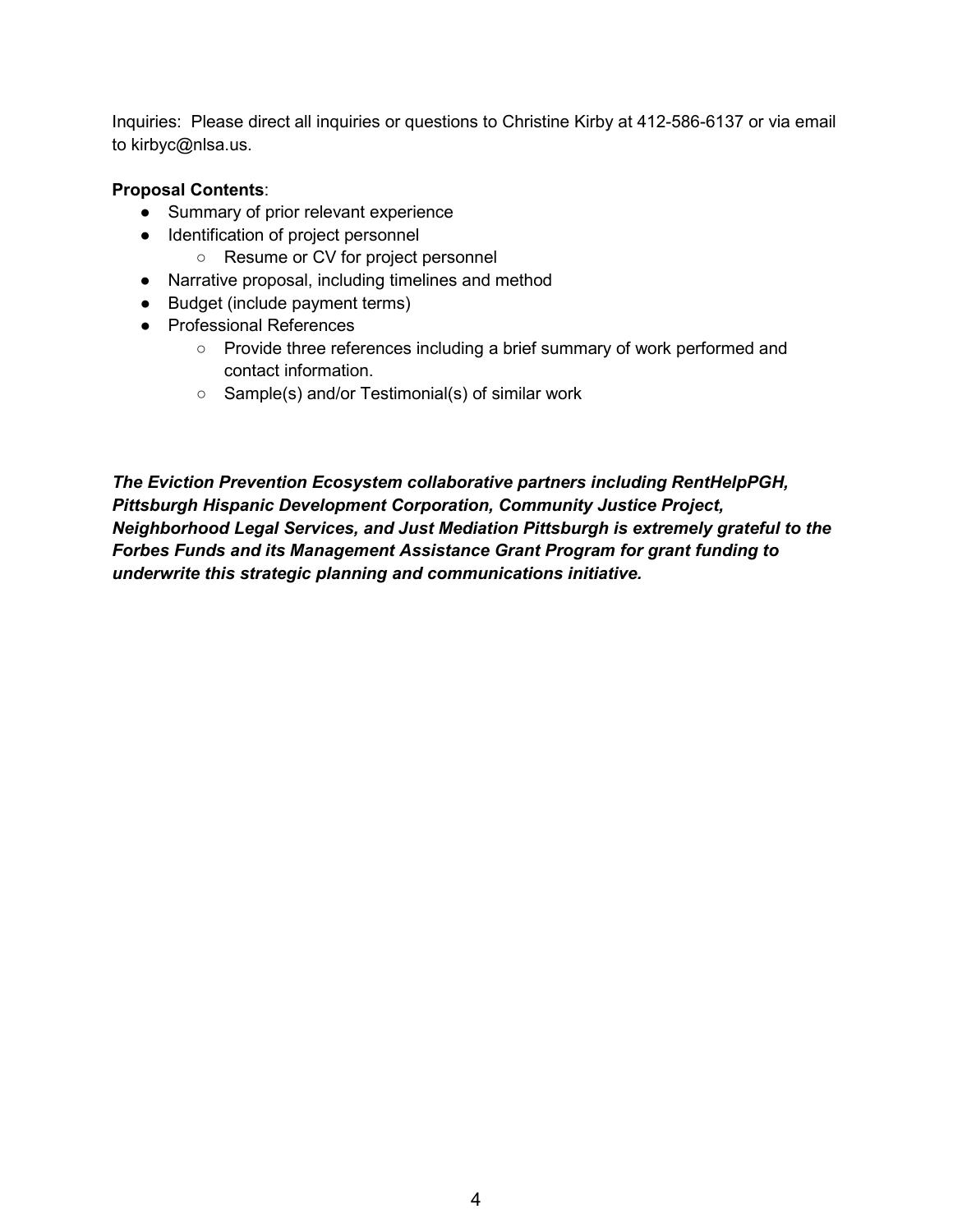Inquiries: Please direct all inquiries or questions to Christine Kirby at 412-586-6137 or via email to kirbyc@nlsa.us.

**Proposal Contents**:

- Summary of prior relevant experience
- Identification of project personnel
  - Resume or CV for project personnel
- Narrative proposal, including timelines and method
- Budget (include payment terms)
- Professional References
  - Provide three references including a brief summary of work performed and contact information.
  - Sample(s) and/or Testimonial(s) of similar work

***The Eviction Prevention Ecosystem collaborative partners including RentHelpPGH, Pittsburgh Hispanic Development Corporation, Community Justice Project, Neighborhood Legal Services, and Just Mediation Pittsburgh is extremely grateful to the Forbes Funds and its Management Assistance Grant Program for grant funding to underwrite this strategic planning and communications initiative.***